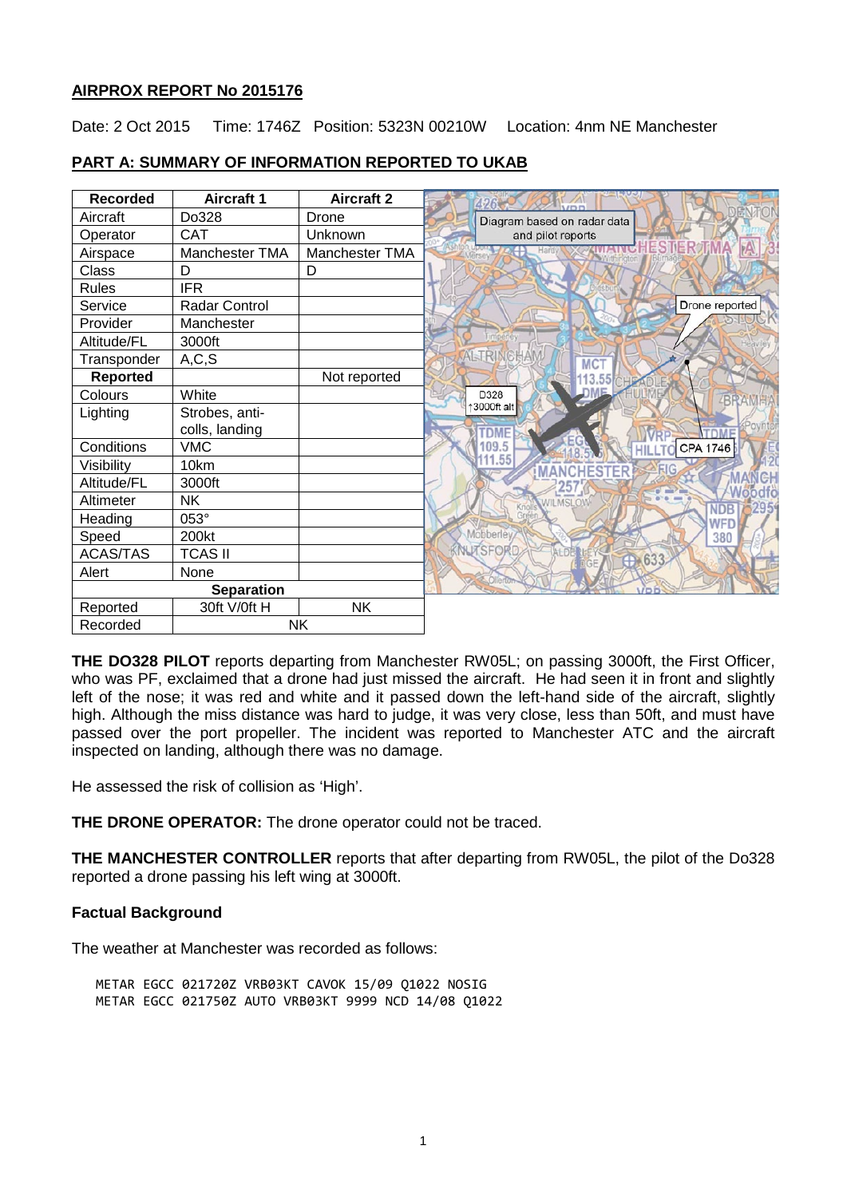# AIRPROX REPORT No 2015176

Date: 2 Oct 2015   Time: 1746Z   Position: 5323N 00210W   Location: 4nm NE Manchester

## PART A: SUMMARY OF INFORMATION REPORTED TO UKAB

| Recorded | Aircraft 1 | Aircraft 2 |
|---|---|---|
| Aircraft | Do328 | Drone |
| Operator | CAT | Unknown |
| Airspace | Manchester TMA | Manchester TMA |
| Class | D | D |
| Rules | IFR | |
| Service | Radar Control | |
| Provider | Manchester | |
| Altitude/FL | 3000ft | |
| Transponder | A,C,S | |
| **Reported** | | Not reported |
| Colours | White | |
| Lighting | Strobes, anti-colls, landing | |
| Conditions | VMC | |
| Visibility | 10km | |
| Altitude/FL | 3000ft | |
| Altimeter | NK | |
| Heading | 053° | |
| Speed | 200kt | |
| ACAS/TAS | TCAS II | |
| Alert | None | |
| **Separation** | | |
| Reported | 30ft V/0ft H | NK |
| Recorded | NK | |

Diagram based on radar data and pilot reports

**THE DO328 PILOT** reports departing from Manchester RW05L; on passing 3000ft, the First Officer, who was PF, exclaimed that a drone had just missed the aircraft. He had seen it in front and slightly left of the nose; it was red and white and it passed down the left-hand side of the aircraft, slightly high. Although the miss distance was hard to judge, it was very close, less than 50ft, and must have passed over the port propeller. The incident was reported to Manchester ATC and the aircraft inspected on landing, although there was no damage.

He assessed the risk of collision as 'High'.

**THE DRONE OPERATOR:** The drone operator could not be traced.

**THE MANCHESTER CONTROLLER** reports that after departing from RW05L, the pilot of the Do328 reported a drone passing his left wing at 3000ft.

### Factual Background

The weather at Manchester was recorded as follows:

```
METAR EGCC 021720Z VRB03KT CAVOK 15/09 Q1022 NOSIG
METAR EGCC 021750Z AUTO VRB03KT 9999 NCD 14/08 Q1022
```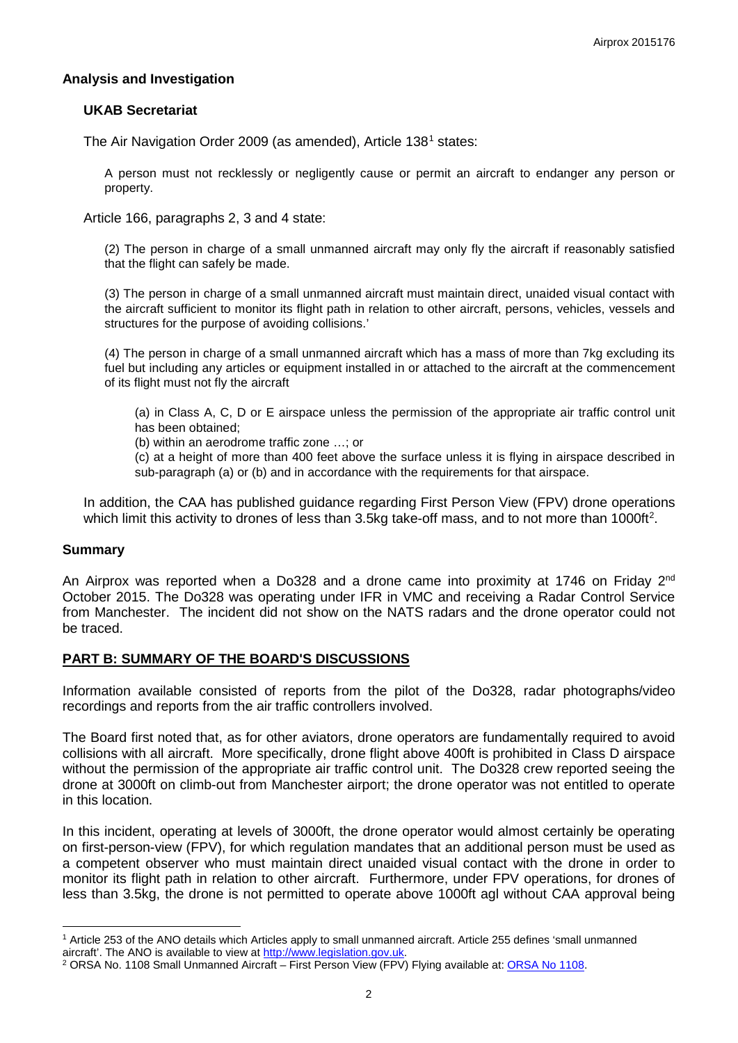## Analysis and Investigation

### UKAB Secretariat

The Air Navigation Order 2009 (as amended), Article 138[1] states:

> A person must not recklessly or negligently cause or permit an aircraft to endanger any person or property.

Article 166, paragraphs 2, 3 and 4 state:

> (2) The person in charge of a small unmanned aircraft may only fly the aircraft if reasonably satisfied that the flight can safely be made.
>
> (3) The person in charge of a small unmanned aircraft must maintain direct, unaided visual contact with the aircraft sufficient to monitor its flight path in relation to other aircraft, persons, vehicles, vessels and structures for the purpose of avoiding collisions.'
>
> (4) The person in charge of a small unmanned aircraft which has a mass of more than 7kg excluding its fuel but including any articles or equipment installed in or attached to the aircraft at the commencement of its flight must not fly the aircraft
>
> > (a) in Class A, C, D or E airspace unless the permission of the appropriate air traffic control unit has been obtained;
> >
> > (b) within an aerodrome traffic zone …; or
> >
> > (c) at a height of more than 400 feet above the surface unless it is flying in airspace described in sub-paragraph (a) or (b) and in accordance with the requirements for that airspace.

In addition, the CAA has published guidance regarding First Person View (FPV) drone operations which limit this activity to drones of less than 3.5kg take-off mass, and to not more than 1000ft[2].

## Summary

An Airprox was reported when a Do328 and a drone came into proximity at 1746 on Friday 2nd October 2015. The Do328 was operating under IFR in VMC and receiving a Radar Control Service from Manchester. The incident did not show on the NATS radars and the drone operator could not be traced.

## PART B: SUMMARY OF THE BOARD'S DISCUSSIONS

Information available consisted of reports from the pilot of the Do328, radar photographs/video recordings and reports from the air traffic controllers involved.

The Board first noted that, as for other aviators, drone operators are fundamentally required to avoid collisions with all aircraft. More specifically, drone flight above 400ft is prohibited in Class D airspace without the permission of the appropriate air traffic control unit. The Do328 crew reported seeing the drone at 3000ft on climb-out from Manchester airport; the drone operator was not entitled to operate in this location.

In this incident, operating at levels of 3000ft, the drone operator would almost certainly be operating on first-person-view (FPV), for which regulation mandates that an additional person must be used as a competent observer who must maintain direct unaided visual contact with the drone in order to monitor its flight path in relation to other aircraft. Furthermore, under FPV operations, for drones of less than 3.5kg, the drone is not permitted to operate above 1000ft agl without CAA approval being

---

[1] Article 253 of the ANO details which Articles apply to small unmanned aircraft. Article 255 defines 'small unmanned aircraft'. The ANO is available to view at http://www.legislation.gov.uk.

[2] ORSA No. 1108 Small Unmanned Aircraft – First Person View (FPV) Flying available at: ORSA No 1108.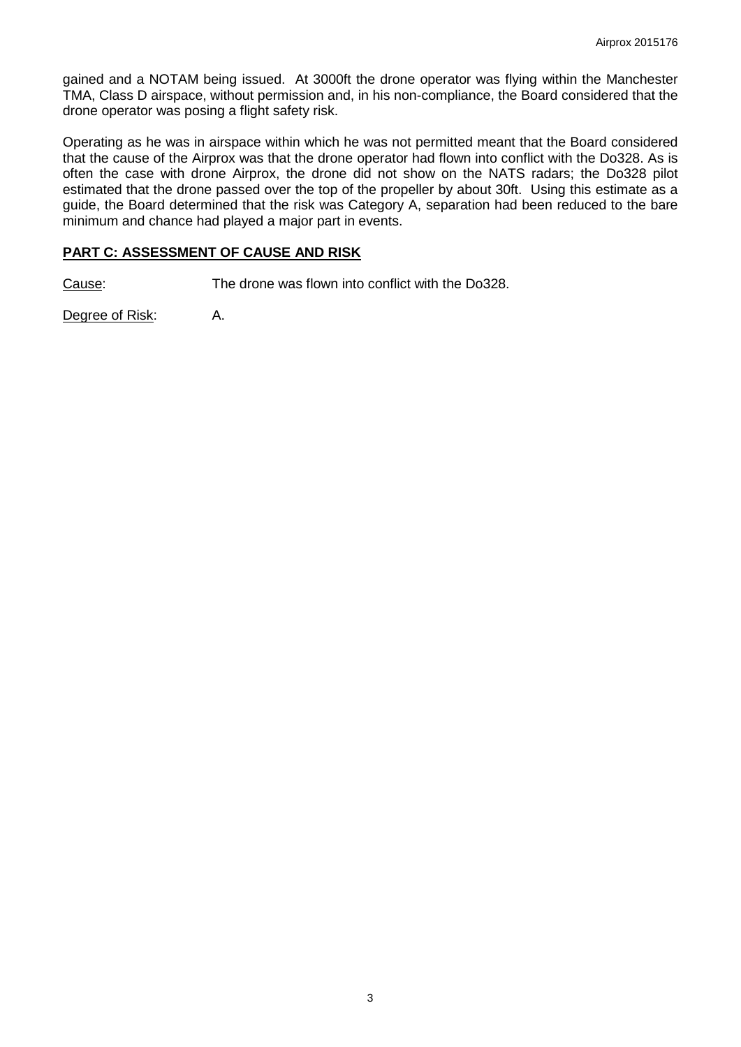gained and a NOTAM being issued. At 3000ft the drone operator was flying within the Manchester TMA, Class D airspace, without permission and, in his non-compliance, the Board considered that the drone operator was posing a flight safety risk.

Operating as he was in airspace within which he was not permitted meant that the Board considered that the cause of the Airprox was that the drone operator had flown into conflict with the Do328. As is often the case with drone Airprox, the drone did not show on the NATS radars; the Do328 pilot estimated that the drone passed over the top of the propeller by about 30ft. Using this estimate as a guide, the Board determined that the risk was Category A, separation had been reduced to the bare minimum and chance had played a major part in events.

## PART C: ASSESSMENT OF CAUSE AND RISK

Cause: The drone was flown into conflict with the Do328.

Degree of Risk: A.